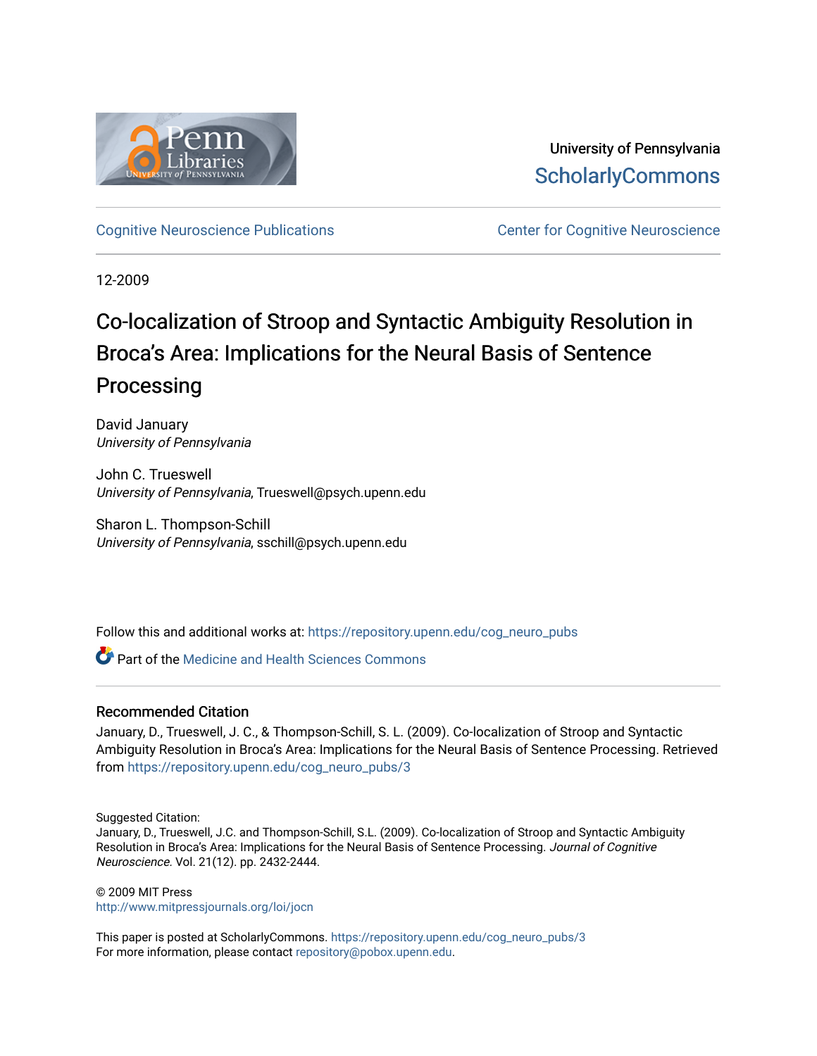University of Pennsylvania
ScholarlyCommons

Cognitive Neuroscience Publications

Center for Cognitive Neuroscience

12-2009

# Co-localization of Stroop and Syntactic Ambiguity Resolution in Broca's Area: Implications for the Neural Basis of Sentence Processing

David January
*University of Pennsylvania*

John C. Trueswell
*University of Pennsylvania*, Trueswell@psych.upenn.edu

Sharon L. Thompson-Schill
*University of Pennsylvania*, sschill@psych.upenn.edu

Follow this and additional works at: https://repository.upenn.edu/cog_neuro_pubs

Part of the Medicine and Health Sciences Commons

## Recommended Citation

January, D., Trueswell, J. C., & Thompson-Schill, S. L. (2009). Co-localization of Stroop and Syntactic Ambiguity Resolution in Broca's Area: Implications for the Neural Basis of Sentence Processing. Retrieved from https://repository.upenn.edu/cog_neuro_pubs/3

Suggested Citation:
January, D., Trueswell, J.C. and Thompson-Schill, S.L. (2009). Co-localization of Stroop and Syntactic Ambiguity Resolution in Broca's Area: Implications for the Neural Basis of Sentence Processing. *Journal of Cognitive Neuroscience*. Vol. 21(12). pp. 2432-2444.

© 2009 MIT Press
http://www.mitpressjournals.org/loi/jocn

This paper is posted at ScholarlyCommons. https://repository.upenn.edu/cog_neuro_pubs/3
For more information, please contact repository@pobox.upenn.edu.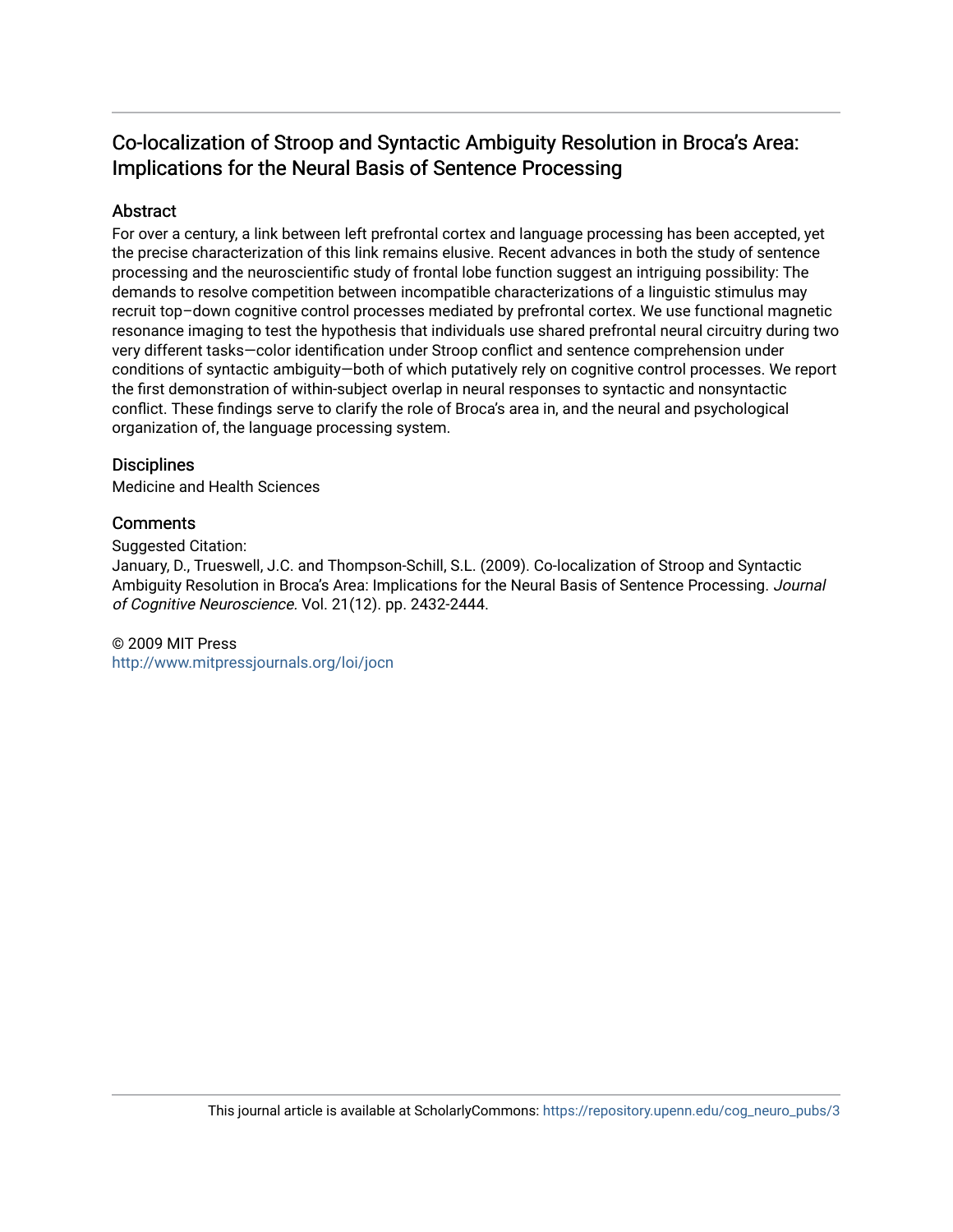# Co-localization of Stroop and Syntactic Ambiguity Resolution in Broca's Area: Implications for the Neural Basis of Sentence Processing

## Abstract

For over a century, a link between left prefrontal cortex and language processing has been accepted, yet the precise characterization of this link remains elusive. Recent advances in both the study of sentence processing and the neuroscientific study of frontal lobe function suggest an intriguing possibility: The demands to resolve competition between incompatible characterizations of a linguistic stimulus may recruit top–down cognitive control processes mediated by prefrontal cortex. We use functional magnetic resonance imaging to test the hypothesis that individuals use shared prefrontal neural circuitry during two very different tasks—color identification under Stroop conflict and sentence comprehension under conditions of syntactic ambiguity—both of which putatively rely on cognitive control processes. We report the first demonstration of within-subject overlap in neural responses to syntactic and nonsyntactic conflict. These findings serve to clarify the role of Broca's area in, and the neural and psychological organization of, the language processing system.

## Disciplines

Medicine and Health Sciences

## Comments

Suggested Citation:
January, D., Trueswell, J.C. and Thompson-Schill, S.L. (2009). Co-localization of Stroop and Syntactic Ambiguity Resolution in Broca's Area: Implications for the Neural Basis of Sentence Processing. *Journal of Cognitive Neuroscience.* Vol. 21(12). pp. 2432-2444.

© 2009 MIT Press
http://www.mitpressjournals.org/loi/jocn

This journal article is available at ScholarlyCommons: https://repository.upenn.edu/cog_neuro_pubs/3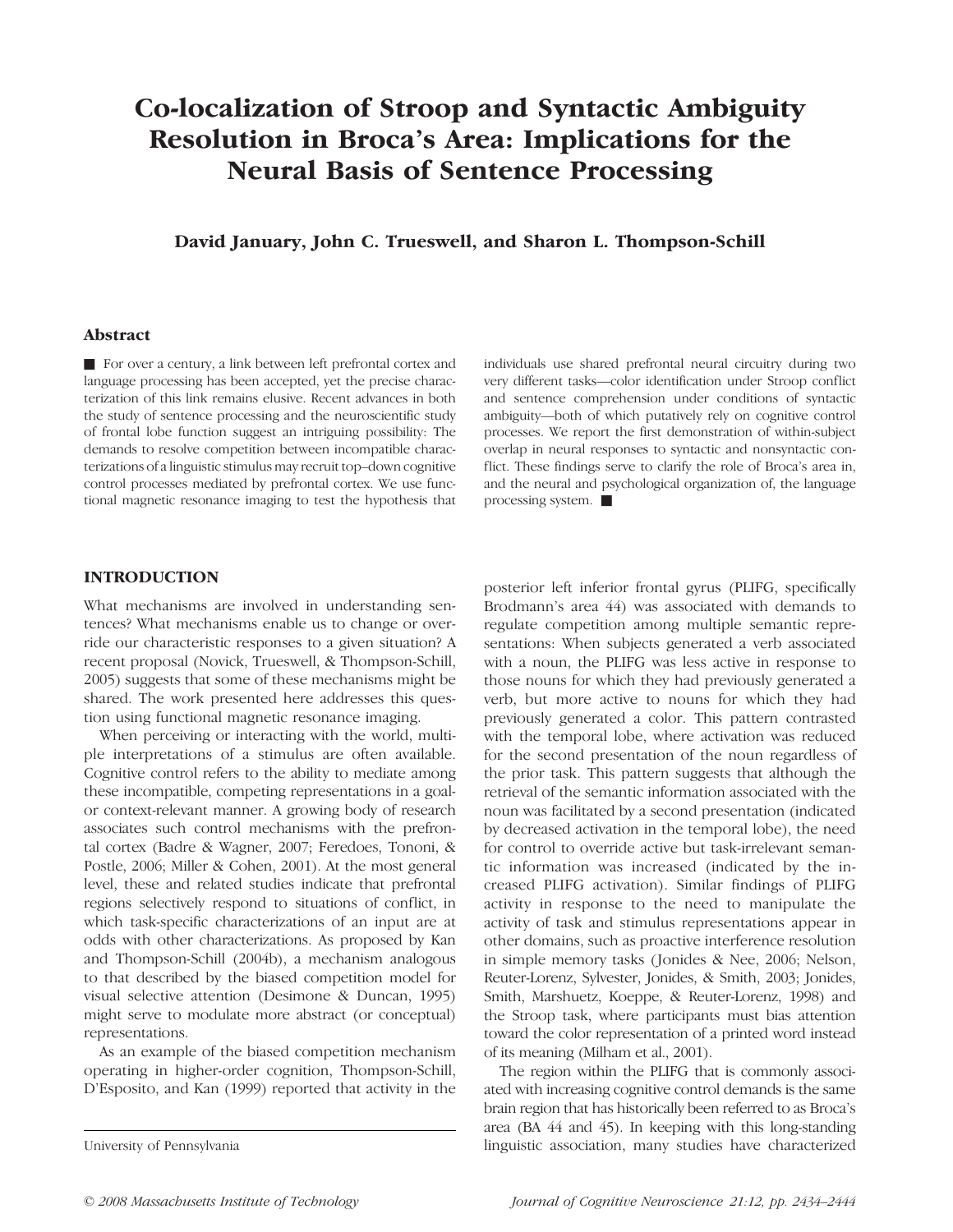# Co-localization of Stroop and Syntactic Ambiguity Resolution in Broca's Area: Implications for the Neural Basis of Sentence Processing

**David January, John C. Trueswell, and Sharon L. Thompson-Schill**

## Abstract

■ For over a century, a link between left prefrontal cortex and language processing has been accepted, yet the precise characterization of this link remains elusive. Recent advances in both the study of sentence processing and the neuroscientific study of frontal lobe function suggest an intriguing possibility: The demands to resolve competition between incompatible characterizations of a linguistic stimulus may recruit top–down cognitive control processes mediated by prefrontal cortex. We use functional magnetic resonance imaging to test the hypothesis that individuals use shared prefrontal neural circuitry during two very different tasks—color identification under Stroop conflict and sentence comprehension under conditions of syntactic ambiguity—both of which putatively rely on cognitive control processes. We report the first demonstration of within-subject overlap in neural responses to syntactic and nonsyntactic conflict. These findings serve to clarify the role of Broca's area in, and the neural and psychological organization of, the language processing system. ■

## INTRODUCTION

What mechanisms are involved in understanding sentences? What mechanisms enable us to change or override our characteristic responses to a given situation? A recent proposal (Novick, Trueswell, & Thompson-Schill, 2005) suggests that some of these mechanisms might be shared. The work presented here addresses this question using functional magnetic resonance imaging.

When perceiving or interacting with the world, multiple interpretations of a stimulus are often available. Cognitive control refers to the ability to mediate among these incompatible, competing representations in a goal- or context-relevant manner. A growing body of research associates such control mechanisms with the prefrontal cortex (Badre & Wagner, 2007; Feredoes, Tononi, & Postle, 2006; Miller & Cohen, 2001). At the most general level, these and related studies indicate that prefrontal regions selectively respond to situations of conflict, in which task-specific characterizations of an input are at odds with other characterizations. As proposed by Kan and Thompson-Schill (2004b), a mechanism analogous to that described by the biased competition model for visual selective attention (Desimone & Duncan, 1995) might serve to modulate more abstract (or conceptual) representations.

As an example of the biased competition mechanism operating in higher-order cognition, Thompson-Schill, D'Esposito, and Kan (1999) reported that activity in the posterior left inferior frontal gyrus (PLIFG, specifically Brodmann's area 44) was associated with demands to regulate competition among multiple semantic representations: When subjects generated a verb associated with a noun, the PLIFG was less active in response to those nouns for which they had previously generated a verb, but more active to nouns for which they had previously generated a color. This pattern contrasted with the temporal lobe, where activation was reduced for the second presentation of the noun regardless of the prior task. This pattern suggests that although the retrieval of the semantic information associated with the noun was facilitated by a second presentation (indicated by decreased activation in the temporal lobe), the need for control to override active but task-irrelevant semantic information was increased (indicated by the increased PLIFG activation). Similar findings of PLIFG activity in response to the need to manipulate the activity of task and stimulus representations appear in other domains, such as proactive interference resolution in simple memory tasks (Jonides & Nee, 2006; Nelson, Reuter-Lorenz, Sylvester, Jonides, & Smith, 2003; Jonides, Smith, Marshuetz, Koeppe, & Reuter-Lorenz, 1998) and the Stroop task, where participants must bias attention toward the color representation of a printed word instead of its meaning (Milham et al., 2001).

The region within the PLIFG that is commonly associated with increasing cognitive control demands is the same brain region that has historically been referred to as Broca's area (BA 44 and 45). In keeping with this long-standing linguistic association, many studies have characterized

University of Pennsylvania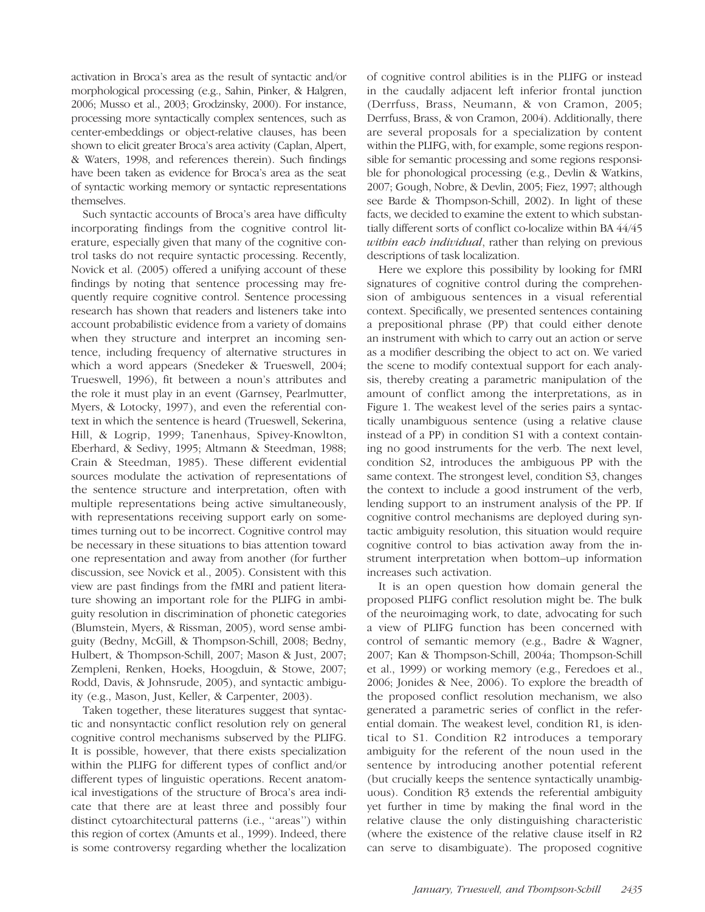activation in Broca's area as the result of syntactic and/or morphological processing (e.g., Sahin, Pinker, & Halgren, 2006; Musso et al., 2003; Grodzinsky, 2000). For instance, processing more syntactically complex sentences, such as center-embeddings or object-relative clauses, has been shown to elicit greater Broca's area activity (Caplan, Alpert, & Waters, 1998, and references therein). Such findings have been taken as evidence for Broca's area as the seat of syntactic working memory or syntactic representations themselves.

Such syntactic accounts of Broca's area have difficulty incorporating findings from the cognitive control literature, especially given that many of the cognitive control tasks do not require syntactic processing. Recently, Novick et al. (2005) offered a unifying account of these findings by noting that sentence processing may frequently require cognitive control. Sentence processing research has shown that readers and listeners take into account probabilistic evidence from a variety of domains when they structure and interpret an incoming sentence, including frequency of alternative structures in which a word appears (Snedeker & Trueswell, 2004; Trueswell, 1996), fit between a noun's attributes and the role it must play in an event (Garnsey, Pearlmutter, Myers, & Lotocky, 1997), and even the referential context in which the sentence is heard (Trueswell, Sekerina, Hill, & Logrip, 1999; Tanenhaus, Spivey-Knowlton, Eberhard, & Sedivy, 1995; Altmann & Steedman, 1988; Crain & Steedman, 1985). These different evidential sources modulate the activation of representations of the sentence structure and interpretation, often with multiple representations being active simultaneously, with representations receiving support early on sometimes turning out to be incorrect. Cognitive control may be necessary in these situations to bias attention toward one representation and away from another (for further discussion, see Novick et al., 2005). Consistent with this view are past findings from the fMRI and patient literature showing an important role for the PLIFG in ambiguity resolution in discrimination of phonetic categories (Blumstein, Myers, & Rissman, 2005), word sense ambiguity (Bedny, McGill, & Thompson-Schill, 2008; Bedny, Hulbert, & Thompson-Schill, 2007; Mason & Just, 2007; Zempleni, Renken, Hoeks, Hoogduin, & Stowe, 2007; Rodd, Davis, & Johnsrude, 2005), and syntactic ambiguity (e.g., Mason, Just, Keller, & Carpenter, 2003).

Taken together, these literatures suggest that syntactic and nonsyntactic conflict resolution rely on general cognitive control mechanisms subserved by the PLIFG. It is possible, however, that there exists specialization within the PLIFG for different types of conflict and/or different types of linguistic operations. Recent anatomical investigations of the structure of Broca's area indicate that there are at least three and possibly four distinct cytoarchitectural patterns (i.e., "areas") within this region of cortex (Amunts et al., 1999). Indeed, there is some controversy regarding whether the localization of cognitive control abilities is in the PLIFG or instead in the caudally adjacent left inferior frontal junction (Derrfuss, Brass, Neumann, & von Cramon, 2005; Derrfuss, Brass, & von Cramon, 2004). Additionally, there are several proposals for a specialization by content within the PLIFG, with, for example, some regions responsible for semantic processing and some regions responsible for phonological processing (e.g., Devlin & Watkins, 2007; Gough, Nobre, & Devlin, 2005; Fiez, 1997; although see Barde & Thompson-Schill, 2002). In light of these facts, we decided to examine the extent to which substantially different sorts of conflict co-localize within BA 44/45 *within each individual*, rather than relying on previous descriptions of task localization.

Here we explore this possibility by looking for fMRI signatures of cognitive control during the comprehension of ambiguous sentences in a visual referential context. Specifically, we presented sentences containing a prepositional phrase (PP) that could either denote an instrument with which to carry out an action or serve as a modifier describing the object to act on. We varied the scene to modify contextual support for each analysis, thereby creating a parametric manipulation of the amount of conflict among the interpretations, as in Figure 1. The weakest level of the series pairs a syntactically unambiguous sentence (using a relative clause instead of a PP) in condition S1 with a context containing no good instruments for the verb. The next level, condition S2, introduces the ambiguous PP with the same context. The strongest level, condition S3, changes the context to include a good instrument of the verb, lending support to an instrument analysis of the PP. If cognitive control mechanisms are deployed during syntactic ambiguity resolution, this situation would require cognitive control to bias activation away from the instrument interpretation when bottom–up information increases such activation.

It is an open question how domain general the proposed PLIFG conflict resolution might be. The bulk of the neuroimaging work, to date, advocating for such a view of PLIFG function has been concerned with control of semantic memory (e.g., Badre & Wagner, 2007; Kan & Thompson-Schill, 2004a; Thompson-Schill et al., 1999) or working memory (e.g., Feredoes et al., 2006; Jonides & Nee, 2006). To explore the breadth of the proposed conflict resolution mechanism, we also generated a parametric series of conflict in the referential domain. The weakest level, condition R1, is identical to S1. Condition R2 introduces a temporary ambiguity for the referent of the noun used in the sentence by introducing another potential referent (but crucially keeps the sentence syntactically unambiguous). Condition R3 extends the referential ambiguity yet further in time by making the final word in the relative clause the only distinguishing characteristic (where the existence of the relative clause itself in R2 can serve to disambiguate). The proposed cognitive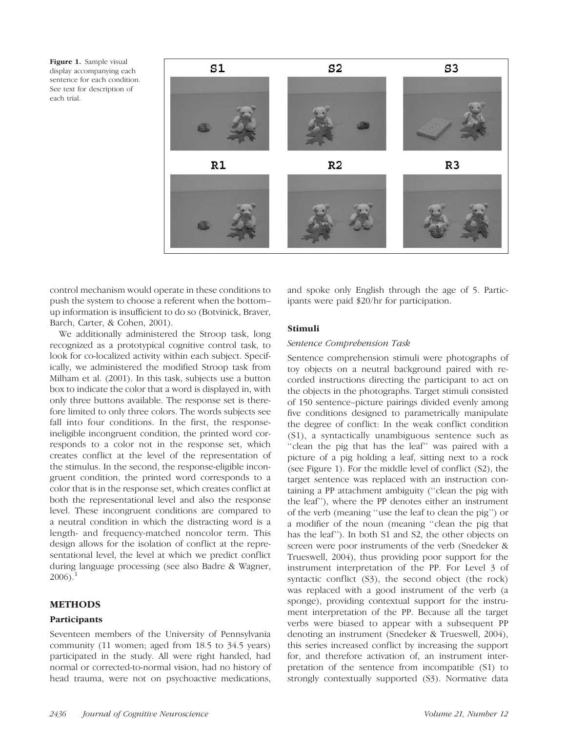**Figure 1.** Sample visual display accompanying each sentence for each condition. See text for description of each trial.

control mechanism would operate in these conditions to push the system to choose a referent when the bottom–up information is insufficient to do so (Botvinick, Braver, Barch, Carter, & Cohen, 2001).

We additionally administered the Stroop task, long recognized as a prototypical cognitive control task, to look for co-localized activity within each subject. Specifically, we administered the modified Stroop task from Milham et al. (2001). In this task, subjects use a button box to indicate the color that a word is displayed in, with only three buttons available. The response set is therefore limited to only three colors. The words subjects see fall into four conditions. In the first, the response-ineligible incongruent condition, the printed word corresponds to a color not in the response set, which creates conflict at the level of the representation of the stimulus. In the second, the response-eligible incongruent condition, the printed word corresponds to a color that is in the response set, which creates conflict at both the representational level and also the response level. These incongruent conditions are compared to a neutral condition in which the distracting word is a length- and frequency-matched noncolor term. This design allows for the isolation of conflict at the representational level, the level at which we predict conflict during language processing (see also Badre & Wagner, 2006).[1]

## METHODS

### Participants

Seventeen members of the University of Pennsylvania community (11 women; aged from 18.5 to 34.5 years) participated in the study. All were right handed, had normal or corrected-to-normal vision, had no history of head trauma, were not on psychoactive medications, and spoke only English through the age of 5. Participants were paid $20/hr for participation.

### Stimuli

*Sentence Comprehension Task*

Sentence comprehension stimuli were photographs of toy objects on a neutral background paired with recorded instructions directing the participant to act on the objects in the photographs. Target stimuli consisted of 150 sentence–picture pairings divided evenly among five conditions designed to parametrically manipulate the degree of conflict: In the weak conflict condition (S1), a syntactically unambiguous sentence such as ''clean the pig that has the leaf'' was paired with a picture of a pig holding a leaf, sitting next to a rock (see Figure 1). For the middle level of conflict (S2), the target sentence was replaced with an instruction containing a PP attachment ambiguity (''clean the pig with the leaf''), where the PP denotes either an instrument of the verb (meaning ''use the leaf to clean the pig'') or a modifier of the noun (meaning ''clean the pig that has the leaf''). In both S1 and S2, the other objects on screen were poor instruments of the verb (Snedeker & Trueswell, 2004), thus providing poor support for the instrument interpretation of the PP. For Level 3 of syntactic conflict (S3), the second object (the rock) was replaced with a good instrument of the verb (a sponge), providing contextual support for the instrument interpretation of the PP. Because all the target verbs were biased to appear with a subsequent PP denoting an instrument (Snedeker & Trueswell, 2004), this series increased conflict by increasing the support for, and therefore activation of, an instrument interpretation of the sentence from incompatible (S1) to strongly contextually supported (S3). Normative data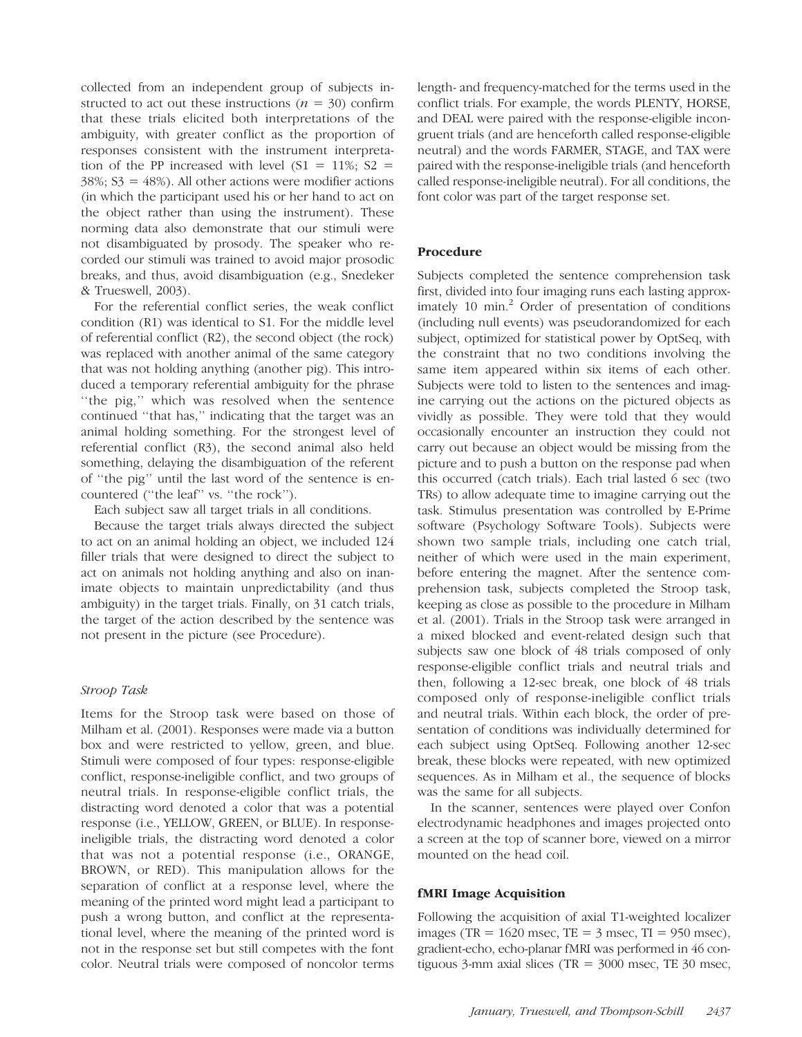collected from an independent group of subjects instructed to act out these instructions ($n$ = 30) confirm that these trials elicited both interpretations of the ambiguity, with greater conflict as the proportion of responses consistent with the instrument interpretation of the PP increased with level (S1 = 11%; S2 = 38%; S3 = 48%). All other actions were modifier actions (in which the participant used his or her hand to act on the object rather than using the instrument). These norming data also demonstrate that our stimuli were not disambiguated by prosody. The speaker who recorded our stimuli was trained to avoid major prosodic breaks, and thus, avoid disambiguation (e.g., Snedeker & Trueswell, 2003).

For the referential conflict series, the weak conflict condition (R1) was identical to S1. For the middle level of referential conflict (R2), the second object (the rock) was replaced with another animal of the same category that was not holding anything (another pig). This introduced a temporary referential ambiguity for the phrase ''the pig,'' which was resolved when the sentence continued ''that has,'' indicating that the target was an animal holding something. For the strongest level of referential conflict (R3), the second animal also held something, delaying the disambiguation of the referent of ''the pig'' until the last word of the sentence is encountered (''the leaf'' vs. ''the rock'').

Each subject saw all target trials in all conditions.

Because the target trials always directed the subject to act on an animal holding an object, we included 124 filler trials that were designed to direct the subject to act on animals not holding anything and also on inanimate objects to maintain unpredictability (and thus ambiguity) in the target trials. Finally, on 31 catch trials, the target of the action described by the sentence was not present in the picture (see Procedure).

### *Stroop Task*

Items for the Stroop task were based on those of Milham et al. (2001). Responses were made via a button box and were restricted to yellow, green, and blue. Stimuli were composed of four types: response-eligible conflict, response-ineligible conflict, and two groups of neutral trials. In response-eligible conflict trials, the distracting word denoted a color that was a potential response (i.e., YELLOW, GREEN, or BLUE). In response-ineligible trials, the distracting word denoted a color that was not a potential response (i.e., ORANGE, BROWN, or RED). This manipulation allows for the separation of conflict at a response level, where the meaning of the printed word might lead a participant to push a wrong button, and conflict at the representational level, where the meaning of the printed word is not in the response set but still competes with the font color. Neutral trials were composed of noncolor terms length- and frequency-matched for the terms used in the conflict trials. For example, the words PLENTY, HORSE, and DEAL were paired with the response-eligible incongruent trials (and are henceforth called response-eligible neutral) and the words FARMER, STAGE, and TAX were paired with the response-ineligible trials (and henceforth called response-ineligible neutral). For all conditions, the font color was part of the target response set.

## Procedure

Subjects completed the sentence comprehension task first, divided into four imaging runs each lasting approximately 10 min.[2] Order of presentation of conditions (including null events) was pseudorandomized for each subject, optimized for statistical power by OptSeq, with the constraint that no two conditions involving the same item appeared within six items of each other. Subjects were told to listen to the sentences and imagine carrying out the actions on the pictured objects as vividly as possible. They were told that they would occasionally encounter an instruction they could not carry out because an object would be missing from the picture and to push a button on the response pad when this occurred (catch trials). Each trial lasted 6 sec (two TRs) to allow adequate time to imagine carrying out the task. Stimulus presentation was controlled by E-Prime software (Psychology Software Tools). Subjects were shown two sample trials, including one catch trial, neither of which were used in the main experiment, before entering the magnet. After the sentence comprehension task, subjects completed the Stroop task, keeping as close as possible to the procedure in Milham et al. (2001). Trials in the Stroop task were arranged in a mixed blocked and event-related design such that subjects saw one block of 48 trials composed of only response-eligible conflict trials and neutral trials and then, following a 12-sec break, one block of 48 trials composed only of response-ineligible conflict trials and neutral trials. Within each block, the order of presentation of conditions was individually determined for each subject using OptSeq. Following another 12-sec break, these blocks were repeated, with new optimized sequences. As in Milham et al., the sequence of blocks was the same for all subjects.

In the scanner, sentences were played over Confon electrodynamic headphones and images projected onto a screen at the top of scanner bore, viewed on a mirror mounted on the head coil.

## fMRI Image Acquisition

Following the acquisition of axial T1-weighted localizer images (TR = 1620 msec, TE = 3 msec, TI = 950 msec), gradient-echo, echo-planar fMRI was performed in 46 contiguous 3-mm axial slices (TR = 3000 msec, TE 30 msec,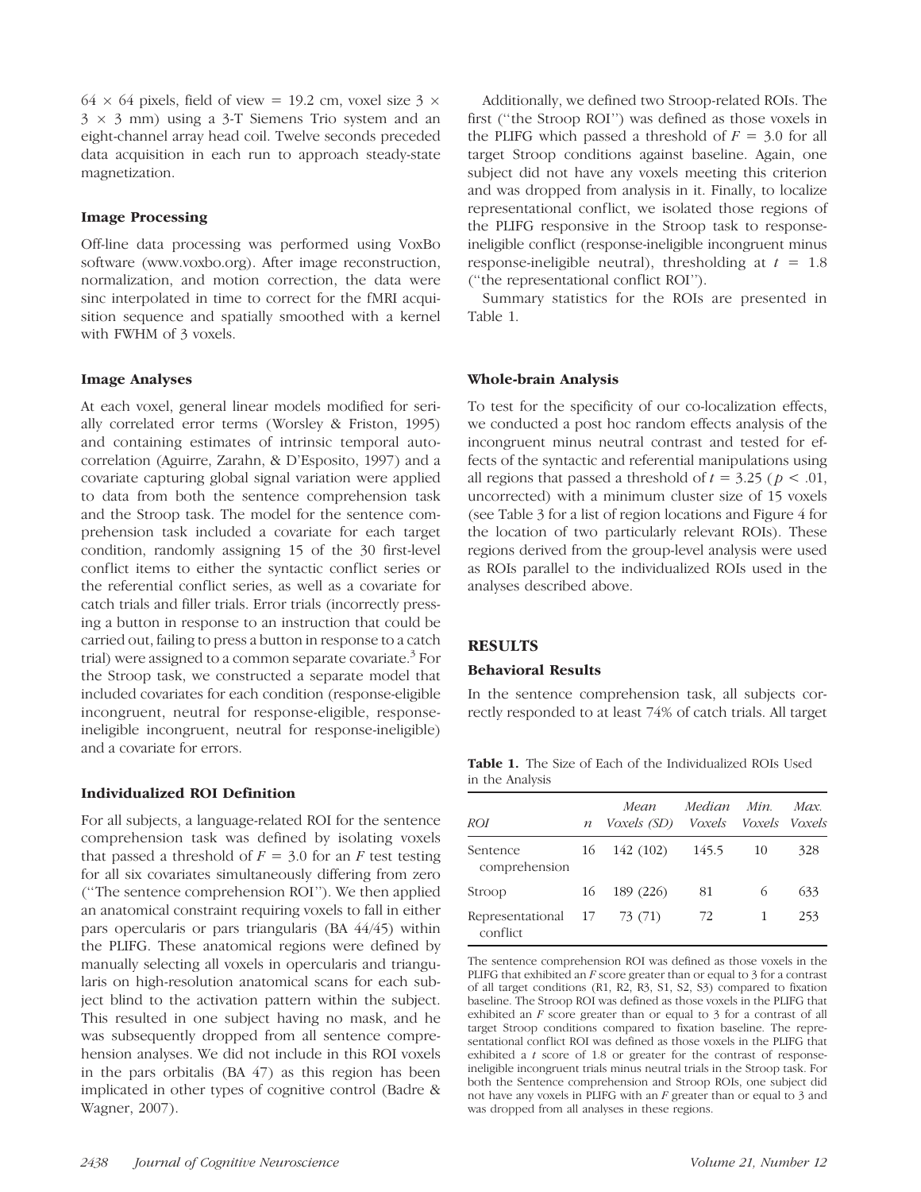$64 \times 64$ pixels, field of view = 19.2 cm, voxel size $3 \times 3 \times 3$ mm) using a 3-T Siemens Trio system and an eight-channel array head coil. Twelve seconds preceded data acquisition in each run to approach steady-state magnetization.

### Image Processing

Off-line data processing was performed using VoxBo software (www.voxbo.org). After image reconstruction, normalization, and motion correction, the data were sinc interpolated in time to correct for the fMRI acquisition sequence and spatially smoothed with a kernel with FWHM of 3 voxels.

### Image Analyses

At each voxel, general linear models modified for serially correlated error terms (Worsley & Friston, 1995) and containing estimates of intrinsic temporal autocorrelation (Aguirre, Zarahn, & D'Esposito, 1997) and a covariate capturing global signal variation were applied to data from both the sentence comprehension task and the Stroop task. The model for the sentence comprehension task included a covariate for each target condition, randomly assigning 15 of the 30 first-level conflict items to either the syntactic conflict series or the referential conflict series, as well as a covariate for catch trials and filler trials. Error trials (incorrectly pressing a button in response to an instruction that could be carried out, failing to press a button in response to a catch trial) were assigned to a common separate covariate.[3] For the Stroop task, we constructed a separate model that included covariates for each condition (response-eligible incongruent, neutral for response-eligible, response-ineligible incongruent, neutral for response-ineligible) and a covariate for errors.

### Individualized ROI Definition

For all subjects, a language-related ROI for the sentence comprehension task was defined by isolating voxels that passed a threshold of $F = 3.0$ for an $F$ test testing for all six covariates simultaneously differing from zero ("The sentence comprehension ROI"). We then applied an anatomical constraint requiring voxels to fall in either pars opercularis or pars triangularis (BA 44/45) within the PLIFG. These anatomical regions were defined by manually selecting all voxels in opercularis and triangularis on high-resolution anatomical scans for each subject blind to the activation pattern within the subject. This resulted in one subject having no mask, and he was subsequently dropped from all sentence comprehension analyses. We did not include in this ROI voxels in the pars orbitalis (BA 47) as this region has been implicated in other types of cognitive control (Badre & Wagner, 2007).

Additionally, we defined two Stroop-related ROIs. The first ("the Stroop ROI") was defined as those voxels in the PLIFG which passed a threshold of $F = 3.0$ for all target Stroop conditions against baseline. Again, one subject did not have any voxels meeting this criterion and was dropped from analysis in it. Finally, to localize representational conflict, we isolated those regions of the PLIFG responsive in the Stroop task to response-ineligible conflict (response-ineligible incongruent minus response-ineligible neutral), thresholding at $t = 1.8$ ("the representational conflict ROI").

Summary statistics for the ROIs are presented in Table 1.

### Whole-brain Analysis

To test for the specificity of our co-localization effects, we conducted a post hoc random effects analysis of the incongruent minus neutral contrast and tested for effects of the syntactic and referential manipulations using all regions that passed a threshold of $t = 3.25$ ($p < .01$, uncorrected) with a minimum cluster size of 15 voxels (see Table 3 for a list of region locations and Figure 4 for the location of two particularly relevant ROIs). These regions derived from the group-level analysis were used as ROIs parallel to the individualized ROIs used in the analyses described above.

## RESULTS

### Behavioral Results

In the sentence comprehension task, all subjects correctly responded to at least 74% of catch trials. All target

**Table 1.** The Size of Each of the Individualized ROIs Used in the Analysis

| *ROI* | *n* | *Mean Voxels (SD)* | *Median Voxels* | *Min. Voxels* | *Max. Voxels* |
|---|---|---|---|---|---|
| Sentence comprehension | 16 | 142 (102) | 145.5 | 10 | 328 |
| Stroop | 16 | 189 (226) | 81 | 6 | 633 |
| Representational conflict | 17 | 73 (71) | 72 | 1 | 253 |

The sentence comprehension ROI was defined as those voxels in the PLIFG that exhibited an $F$ score greater than or equal to 3 for a contrast of all target conditions (R1, R2, R3, S1, S2, S3) compared to fixation baseline. The Stroop ROI was defined as those voxels in the PLIFG that exhibited an $F$ score greater than or equal to 3 for a contrast of all target Stroop conditions compared to fixation baseline. The representational conflict ROI was defined as those voxels in the PLIFG that exhibited a $t$ score of 1.8 or greater for the contrast of response-ineligible incongruent trials minus neutral trials in the Stroop task. For both the Sentence comprehension and Stroop ROIs, one subject did not have any voxels in PLIFG with an $F$ greater than or equal to 3 and was dropped from all analyses in these regions.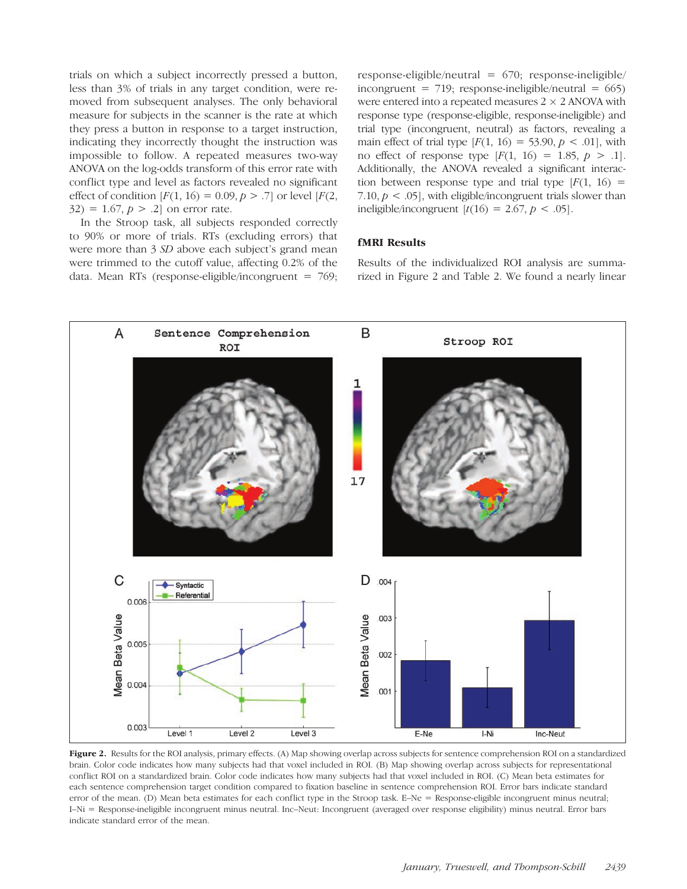trials on which a subject incorrectly pressed a button, less than 3% of trials in any target condition, were removed from subsequent analyses. The only behavioral measure for subjects in the scanner is the rate at which they press a button in response to a target instruction, indicating they incorrectly thought the instruction was impossible to follow. A repeated measures two-way ANOVA on the log-odds transform of this error rate with conflict type and level as factors revealed no significant effect of condition [$F(1, 16) = 0.09, p > .7$] or level [$F(2, 32) = 1.67, p > .2$] on error rate.

In the Stroop task, all subjects responded correctly to 90% or more of trials. RTs (excluding errors) that were more than 3 *SD* above each subject's grand mean were trimmed to the cutoff value, affecting 0.2% of the data. Mean RTs (response-eligible/incongruent = 769; response-eligible/neutral = 670; response-ineligible/incongruent = 719; response-ineligible/neutral = 665) were entered into a repeated measures $2 \times 2$ ANOVA with response type (response-eligible, response-ineligible) and trial type (incongruent, neutral) as factors, revealing a main effect of trial type [$F(1, 16) = 53.90, p < .01$], with no effect of response type [$F(1, 16) = 1.85, p > .1$]. Additionally, the ANOVA revealed a significant interaction between response type and trial type [$F(1, 16) = 7.10, p < .05$], with eligible/incongruent trials slower than ineligible/incongruent [$t(16) = 2.67, p < .05$].

### fMRI Results

Results of the individualized ROI analysis are summarized in Figure 2 and Table 2. We found a nearly linear

**Figure 2.** Results for the ROI analysis, primary effects. (A) Map showing overlap across subjects for sentence comprehension ROI on a standardized brain. Color code indicates how many subjects had that voxel included in ROI. (B) Map showing overlap across subjects for representational conflict ROI on a standardized brain. Color code indicates how many subjects had that voxel included in ROI. (C) Mean beta estimates for each sentence comprehension target condition compared to fixation baseline in sentence comprehension ROI. Error bars indicate standard error of the mean. (D) Mean beta estimates for each conflict type in the Stroop task. E–Ne = Response-eligible incongruent minus neutral; I–Ni = Response-ineligible incongruent minus neutral. Inc–Neut: Incongruent (averaged over response eligibility) minus neutral. Error bars indicate standard error of the mean.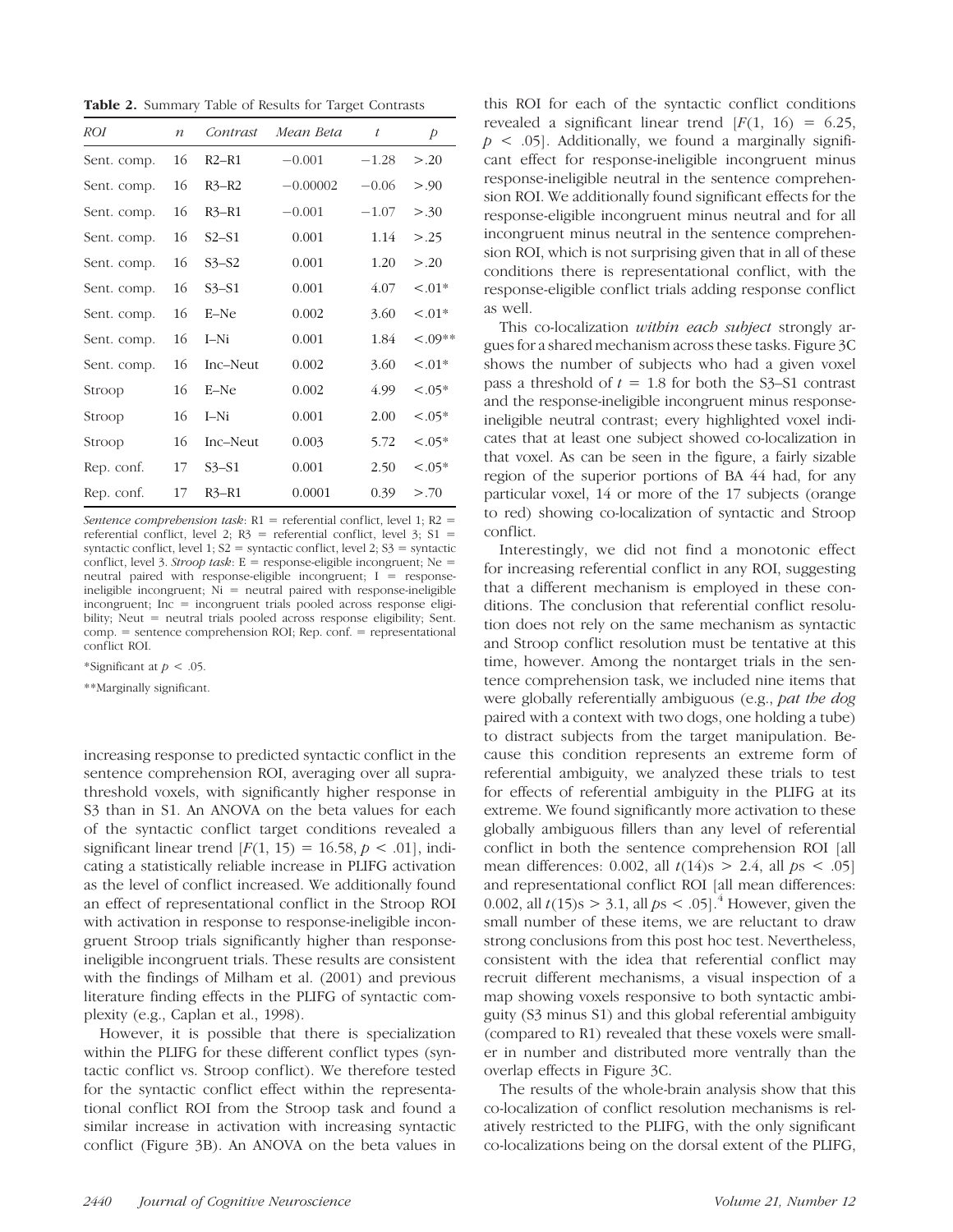**Table 2.** Summary Table of Results for Target Contrasts

| ROI | n | Contrast | Mean Beta | t | p |
|---|---|---|---|---|---|
| Sent. comp. | 16 | R2–R1 | −0.001 | −1.28 | >.20 |
| Sent. comp. | 16 | R3–R2 | −0.00002 | −0.06 | >.90 |
| Sent. comp. | 16 | R3–R1 | −0.001 | −1.07 | >.30 |
| Sent. comp. | 16 | S2–S1 | 0.001 | 1.14 | >.25 |
| Sent. comp. | 16 | S3–S2 | 0.001 | 1.20 | >.20 |
| Sent. comp. | 16 | S3–S1 | 0.001 | 4.07 | <.01* |
| Sent. comp. | 16 | E–Ne | 0.002 | 3.60 | <.01* |
| Sent. comp. | 16 | I–Ni | 0.001 | 1.84 | <.09** |
| Sent. comp. | 16 | Inc–Neut | 0.002 | 3.60 | <.01* |
| Stroop | 16 | E–Ne | 0.002 | 4.99 | <.05* |
| Stroop | 16 | I–Ni | 0.001 | 2.00 | <.05* |
| Stroop | 16 | Inc–Neut | 0.003 | 5.72 | <.05* |
| Rep. conf. | 17 | S3–S1 | 0.001 | 2.50 | <.05* |
| Rep. conf. | 17 | R3–R1 | 0.0001 | 0.39 | >.70 |

*Sentence comprehension task*: R1 = referential conflict, level 1; R2 = referential conflict, level 2; R3 = referential conflict, level 3; S1 = syntactic conflict, level 1; S2 = syntactic conflict, level 2; S3 = syntactic conflict, level 3. *Stroop task*: E = response-eligible incongruent; Ne = neutral paired with response-eligible incongruent; I = response-ineligible incongruent; Ni = neutral paired with response-ineligible incongruent; Inc = incongruent trials pooled across response eligibility; Neut = neutral trials pooled across response eligibility; Sent. comp. = sentence comprehension ROI; Rep. conf. = representational conflict ROI.

*Significant at $p < .05$.

**Marginally significant.

increasing response to predicted syntactic conflict in the sentence comprehension ROI, averaging over all suprathreshold voxels, with significantly higher response in S3 than in S1. An ANOVA on the beta values for each of the syntactic conflict target conditions revealed a significant linear trend [$F(1, 15) = 16.58$, $p < .01$], indicating a statistically reliable increase in PLIFG activation as the level of conflict increased. We additionally found an effect of representational conflict in the Stroop ROI with activation in response to response-ineligible incongruent Stroop trials significantly higher than response-ineligible incongruent trials. These results are consistent with the findings of Milham et al. (2001) and previous literature finding effects in the PLIFG of syntactic complexity (e.g., Caplan et al., 1998).

However, it is possible that there is specialization within the PLIFG for these different conflict types (syntactic conflict vs. Stroop conflict). We therefore tested for the syntactic conflict effect within the representational conflict ROI from the Stroop task and found a similar increase in activation with increasing syntactic conflict (Figure 3B). An ANOVA on the beta values in this ROI for each of the syntactic conflict conditions revealed a significant linear trend [$F(1, 16) = 6.25$, $p < .05$]. Additionally, we found a marginally significant effect for response-ineligible incongruent minus response-ineligible neutral in the sentence comprehension ROI. We additionally found significant effects for the response-eligible incongruent minus neutral and for all incongruent minus neutral in the sentence comprehension ROI, which is not surprising given that in all of these conditions there is representational conflict, with the response-eligible conflict trials adding response conflict as well.

This co-localization *within each subject* strongly argues for a shared mechanism across these tasks. Figure 3C shows the number of subjects who had a given voxel pass a threshold of $t = 1.8$ for both the S3–S1 contrast and the response-ineligible incongruent minus response-ineligible neutral contrast; every highlighted voxel indicates that at least one subject showed co-localization in that voxel. As can be seen in the figure, a fairly sizable region of the superior portions of BA 44 had, for any particular voxel, 14 or more of the 17 subjects (orange to red) showing co-localization of syntactic and Stroop conflict.

Interestingly, we did not find a monotonic effect for increasing referential conflict in any ROI, suggesting that a different mechanism is employed in these conditions. The conclusion that referential conflict resolution does not rely on the same mechanism as syntactic and Stroop conflict resolution must be tentative at this time, however. Among the nontarget trials in the sentence comprehension task, we included nine items that were globally referentially ambiguous (e.g., *pat the dog* paired with a context with two dogs, one holding a tube) to distract subjects from the target manipulation. Because this condition represents an extreme form of referential ambiguity, we analyzed these trials to test for effects of referential ambiguity in the PLIFG at its extreme. We found significantly more activation to these globally ambiguous fillers than any level of referential conflict in both the sentence comprehension ROI [all mean differences: 0.002, all $t(14)$s $> 2.4$, all $p$s $< .05$] and representational conflict ROI [all mean differences: 0.002, all $t(15)$s $> 3.1$, all $p$s $< .05$].[4] However, given the small number of these items, we are reluctant to draw strong conclusions from this post hoc test. Nevertheless, consistent with the idea that referential conflict may recruit different mechanisms, a visual inspection of a map showing voxels responsive to both syntactic ambiguity (S3 minus S1) and this global referential ambiguity (compared to R1) revealed that these voxels were smaller in number and distributed more ventrally than the overlap effects in Figure 3C.

The results of the whole-brain analysis show that this co-localization of conflict resolution mechanisms is relatively restricted to the PLIFG, with the only significant co-localizations being on the dorsal extent of the PLIFG,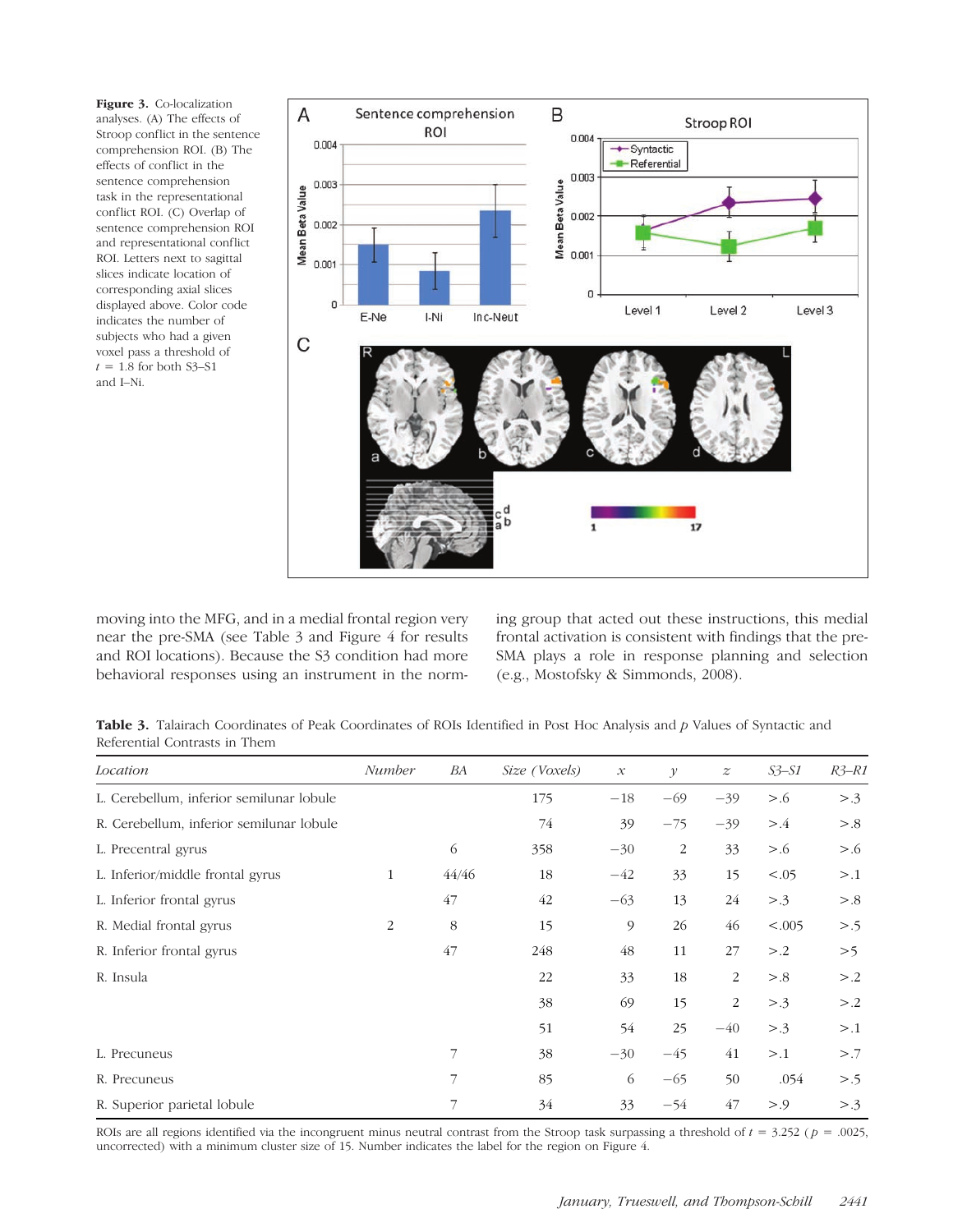**Figure 3.** Co-localization analyses. (A) The effects of Stroop conflict in the sentence comprehension ROI. (B) The effects of conflict in the sentence comprehension task in the representational conflict ROI. (C) Overlap of sentence comprehension ROI and representational conflict ROI. Letters next to sagittal slices indicate location of corresponding axial slices displayed above. Color code indicates the number of subjects who had a given voxel pass a threshold of $t$ = 1.8 for both S3–S1 and I–Ni.

moving into the MFG, and in a medial frontal region very near the pre-SMA (see Table 3 and Figure 4 for results and ROI locations). Because the S3 condition had more behavioral responses using an instrument in the norming group that acted out these instructions, this medial frontal activation is consistent with findings that the pre-SMA plays a role in response planning and selection (e.g., Mostofsky & Simmonds, 2008).

**Table 3.** Talairach Coordinates of Peak Coordinates of ROIs Identified in Post Hoc Analysis and $p$ Values of Syntactic and Referential Contrasts in Them

| *Location* | *Number* | *BA* | *Size (Voxels)* | *x* | *y* | *z* | *S3–S1* | *R3–R1* |
|---|---|---|---|---|---|---|---|---|
| L. Cerebellum, inferior semilunar lobule | | | 175 | −18 | −69 | −39 | >.6 | >.3 |
| R. Cerebellum, inferior semilunar lobule | | | 74 | 39 | −75 | −39 | >.4 | >.8 |
| L. Precentral gyrus | | 6 | 358 | −30 | 2 | 33 | >.6 | >.6 |
| L. Inferior/middle frontal gyrus | 1 | 44/46 | 18 | −42 | 33 | 15 | <.05 | >.1 |
| L. Inferior frontal gyrus | | 47 | 42 | −63 | 13 | 24 | >.3 | >.8 |
| R. Medial frontal gyrus | 2 | 8 | 15 | 9 | 26 | 46 | <.005 | >.5 |
| R. Inferior frontal gyrus | | 47 | 248 | 48 | 11 | 27 | >.2 | >5 |
| R. Insula | | | 22 | 33 | 18 | 2 | >.8 | >.2 |
| | | | 38 | 69 | 15 | 2 | >.3 | >.2 |
| | | | 51 | 54 | 25 | −40 | >.3 | >.1 |
| L. Precuneus | | 7 | 38 | −30 | −45 | 41 | >.1 | >.7 |
| R. Precuneus | | 7 | 85 | 6 | −65 | 50 | .054 | >.5 |
| R. Superior parietal lobule | | 7 | 34 | 33 | −54 | 47 | >.9 | >.3 |

ROIs are all regions identified via the incongruent minus neutral contrast from the Stroop task surpassing a threshold of $t$ = 3.252 ($p$ = .0025, uncorrected) with a minimum cluster size of 15. Number indicates the label for the region on Figure 4.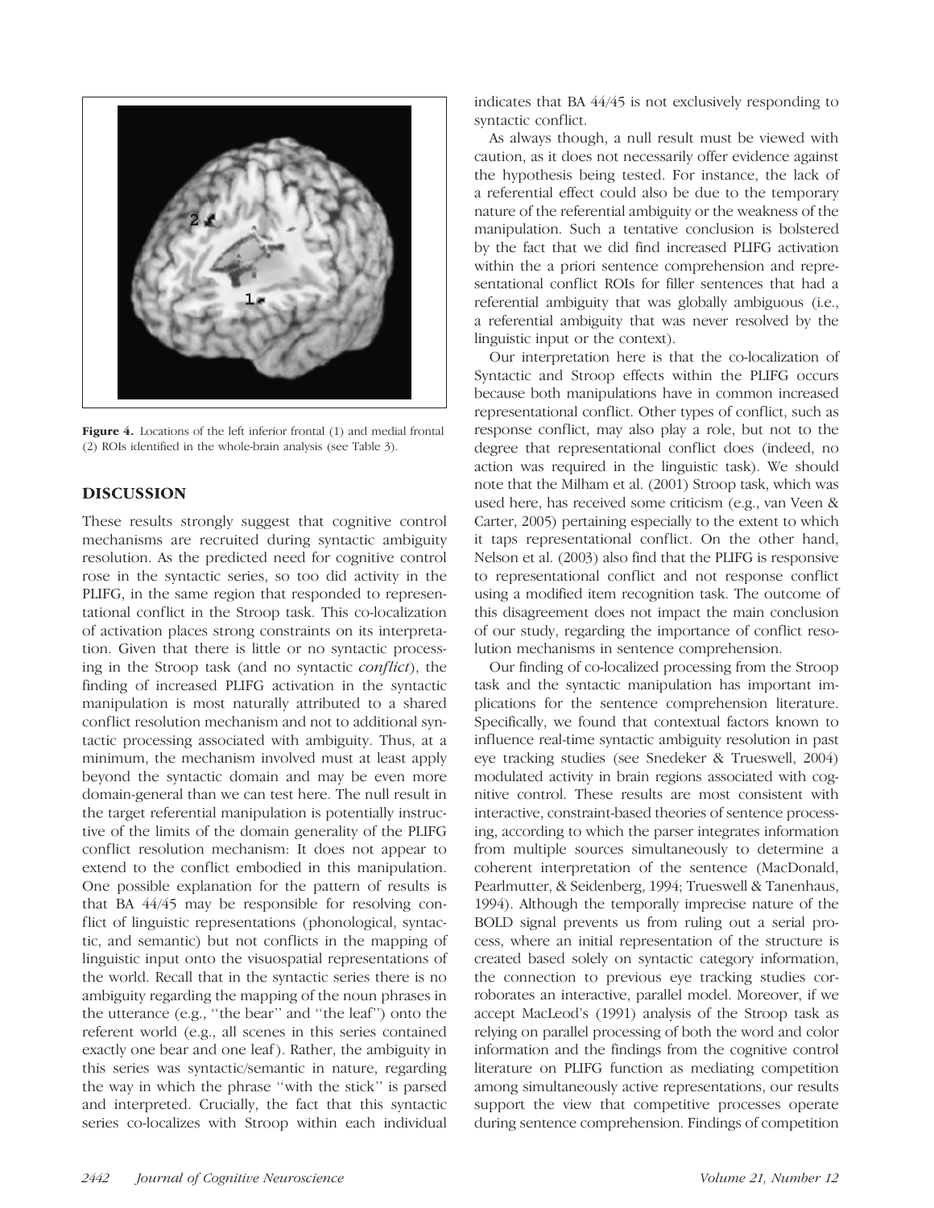Figure 4. Locations of the left inferior frontal (1) and medial frontal (2) ROIs identified in the whole-brain analysis (see Table 3).

## DISCUSSION

These results strongly suggest that cognitive control mechanisms are recruited during syntactic ambiguity resolution. As the predicted need for cognitive control rose in the syntactic series, so too did activity in the PLIFG, in the same region that responded to representational conflict in the Stroop task. This co-localization of activation places strong constraints on its interpretation. Given that there is little or no syntactic processing in the Stroop task (and no syntactic *conflict*), the finding of increased PLIFG activation in the syntactic manipulation is most naturally attributed to a shared conflict resolution mechanism and not to additional syntactic processing associated with ambiguity. Thus, at a minimum, the mechanism involved must at least apply beyond the syntactic domain and may be even more domain-general than we can test here. The null result in the target referential manipulation is potentially instructive of the limits of the domain generality of the PLIFG conflict resolution mechanism: It does not appear to extend to the conflict embodied in this manipulation. One possible explanation for the pattern of results is that BA 44/45 may be responsible for resolving conflict of linguistic representations (phonological, syntactic, and semantic) but not conflicts in the mapping of linguistic input onto the visuospatial representations of the world. Recall that in the syntactic series there is no ambiguity regarding the mapping of the noun phrases in the utterance (e.g., "the bear" and "the leaf") onto the referent world (e.g., all scenes in this series contained exactly one bear and one leaf). Rather, the ambiguity in this series was syntactic/semantic in nature, regarding the way in which the phrase "with the stick" is parsed and interpreted. Crucially, the fact that this syntactic series co-localizes with Stroop within each individual indicates that BA 44/45 is not exclusively responding to syntactic conflict.

As always though, a null result must be viewed with caution, as it does not necessarily offer evidence against the hypothesis being tested. For instance, the lack of a referential effect could also be due to the temporary nature of the referential ambiguity or the weakness of the manipulation. Such a tentative conclusion is bolstered by the fact that we did find increased PLIFG activation within the a priori sentence comprehension and representational conflict ROIs for filler sentences that had a referential ambiguity that was globally ambiguous (i.e., a referential ambiguity that was never resolved by the linguistic input or the context).

Our interpretation here is that the co-localization of Syntactic and Stroop effects within the PLIFG occurs because both manipulations have in common increased representational conflict. Other types of conflict, such as response conflict, may also play a role, but not to the degree that representational conflict does (indeed, no action was required in the linguistic task). We should note that the Milham et al. (2001) Stroop task, which was used here, has received some criticism (e.g., van Veen & Carter, 2005) pertaining especially to the extent to which it taps representational conflict. On the other hand, Nelson et al. (2003) also find that the PLIFG is responsive to representational conflict and not response conflict using a modified item recognition task. The outcome of this disagreement does not impact the main conclusion of our study, regarding the importance of conflict resolution mechanisms in sentence comprehension.

Our finding of co-localized processing from the Stroop task and the syntactic manipulation has important implications for the sentence comprehension literature. Specifically, we found that contextual factors known to influence real-time syntactic ambiguity resolution in past eye tracking studies (see Snedeker & Trueswell, 2004) modulated activity in brain regions associated with cognitive control. These results are most consistent with interactive, constraint-based theories of sentence processing, according to which the parser integrates information from multiple sources simultaneously to determine a coherent interpretation of the sentence (MacDonald, Pearlmutter, & Seidenberg, 1994; Trueswell & Tanenhaus, 1994). Although the temporally imprecise nature of the BOLD signal prevents us from ruling out a serial process, where an initial representation of the structure is created based solely on syntactic category information, the connection to previous eye tracking studies corroborates an interactive, parallel model. Moreover, if we accept MacLeod's (1991) analysis of the Stroop task as relying on parallel processing of both the word and color information and the findings from the cognitive control literature on PLIFG function as mediating competition among simultaneously active representations, our results support the view that competitive processes operate during sentence comprehension. Findings of competition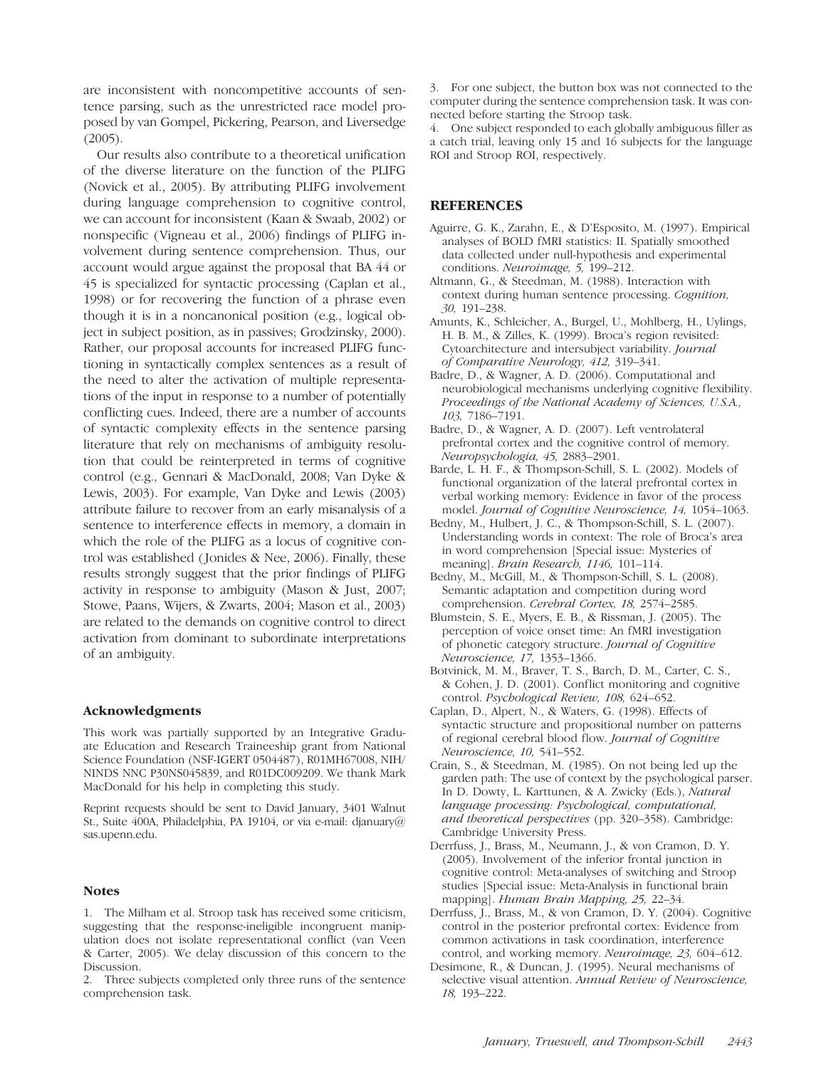are inconsistent with noncompetitive accounts of sentence parsing, such as the unrestricted race model proposed by van Gompel, Pickering, Pearson, and Liversedge (2005).

Our results also contribute to a theoretical unification of the diverse literature on the function of the PLIFG (Novick et al., 2005). By attributing PLIFG involvement during language comprehension to cognitive control, we can account for inconsistent (Kaan & Swaab, 2002) or nonspecific (Vigneau et al., 2006) findings of PLIFG involvement during sentence comprehension. Thus, our account would argue against the proposal that BA 44 or 45 is specialized for syntactic processing (Caplan et al., 1998) or for recovering the function of a phrase even though it is in a noncanonical position (e.g., logical object in subject position, as in passives; Grodzinsky, 2000). Rather, our proposal accounts for increased PLIFG functioning in syntactically complex sentences as a result of the need to alter the activation of multiple representations of the input in response to a number of potentially conflicting cues. Indeed, there are a number of accounts of syntactic complexity effects in the sentence parsing literature that rely on mechanisms of ambiguity resolution that could be reinterpreted in terms of cognitive control (e.g., Gennari & MacDonald, 2008; Van Dyke & Lewis, 2003). For example, Van Dyke and Lewis (2003) attribute failure to recover from an early misanalysis of a sentence to interference effects in memory, a domain in which the role of the PLIFG as a locus of cognitive control was established (Jonides & Nee, 2006). Finally, these results strongly suggest that the prior findings of PLIFG activity in response to ambiguity (Mason & Just, 2007; Stowe, Paans, Wijers, & Zwarts, 2004; Mason et al., 2003) are related to the demands on cognitive control to direct activation from dominant to subordinate interpretations of an ambiguity.

### Acknowledgments

This work was partially supported by an Integrative Graduate Education and Research Traineeship grant from National Science Foundation (NSF-IGERT 0504487), R01MH67008, NIH/NINDS NNC P30NS045839, and R01DC009209. We thank Mark MacDonald for his help in completing this study.

Reprint requests should be sent to David January, 3401 Walnut St., Suite 400A, Philadelphia, PA 19104, or via e-mail: djanuary@sas.upenn.edu.

### Notes

1. The Milham et al. Stroop task has received some criticism, suggesting that the response-ineligible incongruent manipulation does not isolate representational conflict (van Veen & Carter, 2005). We delay discussion of this concern to the Discussion.
2. Three subjects completed only three runs of the sentence comprehension task.
3. For one subject, the button box was not connected to the computer during the sentence comprehension task. It was connected before starting the Stroop task.
4. One subject responded to each globally ambiguous filler as a catch trial, leaving only 15 and 16 subjects for the language ROI and Stroop ROI, respectively.

## REFERENCES

Aguirre, G. K., Zarahn, E., & D'Esposito, M. (1997). Empirical analyses of BOLD fMRI statistics: II. Spatially smoothed data collected under null-hypothesis and experimental conditions. *Neuroimage, 5,* 199–212.

Altmann, G., & Steedman, M. (1988). Interaction with context during human sentence processing. *Cognition, 30,* 191–238.

Amunts, K., Schleicher, A., Burgel, U., Mohlberg, H., Uylings, H. B. M., & Zilles, K. (1999). Broca's region revisited: Cytoarchitecture and intersubject variability. *Journal of Comparative Neurology, 412,* 319–341.

Badre, D., & Wagner, A. D. (2006). Computational and neurobiological mechanisms underlying cognitive flexibility. *Proceedings of the National Academy of Sciences, U.S.A., 103,* 7186–7191.

Badre, D., & Wagner, A. D. (2007). Left ventrolateral prefrontal cortex and the cognitive control of memory. *Neuropsychologia, 45,* 2883–2901.

Barde, L. H. F., & Thompson-Schill, S. L. (2002). Models of functional organization of the lateral prefrontal cortex in verbal working memory: Evidence in favor of the process model. *Journal of Cognitive Neuroscience, 14,* 1054–1063.

Bedny, M., Hulbert, J. C., & Thompson-Schill, S. L. (2007). Understanding words in context: The role of Broca's area in word comprehension [Special issue: Mysteries of meaning]. *Brain Research, 1146,* 101–114.

Bedny, M., McGill, M., & Thompson-Schill, S. L. (2008). Semantic adaptation and competition during word comprehension. *Cerebral Cortex, 18,* 2574–2585.

Blumstein, S. E., Myers, E. B., & Rissman, J. (2005). The perception of voice onset time: An fMRI investigation of phonetic category structure. *Journal of Cognitive Neuroscience, 17,* 1353–1366.

Botvinick, M. M., Braver, T. S., Barch, D. M., Carter, C. S., & Cohen, J. D. (2001). Conflict monitoring and cognitive control. *Psychological Review, 108,* 624–652.

Caplan, D., Alpert, N., & Waters, G. (1998). Effects of syntactic structure and propositional number on patterns of regional cerebral blood flow. *Journal of Cognitive Neuroscience, 10,* 541–552.

Crain, S., & Steedman, M. (1985). On not being led up the garden path: The use of context by the psychological parser. In D. Dowty, L. Karttunen, & A. Zwicky (Eds.), *Natural language processing: Psychological, computational, and theoretical perspectives* (pp. 320–358). Cambridge: Cambridge University Press.

Derrfuss, J., Brass, M., Neumann, J., & von Cramon, D. Y. (2005). Involvement of the inferior frontal junction in cognitive control: Meta-analyses of switching and Stroop studies [Special issue: Meta-Analysis in functional brain mapping]. *Human Brain Mapping, 25,* 22–34.

Derrfuss, J., Brass, M., & von Cramon, D. Y. (2004). Cognitive control in the posterior prefrontal cortex: Evidence from common activations in task coordination, interference control, and working memory. *Neuroimage, 23,* 604–612.

Desimone, R., & Duncan, J. (1995). Neural mechanisms of selective visual attention. *Annual Review of Neuroscience, 18,* 193–222.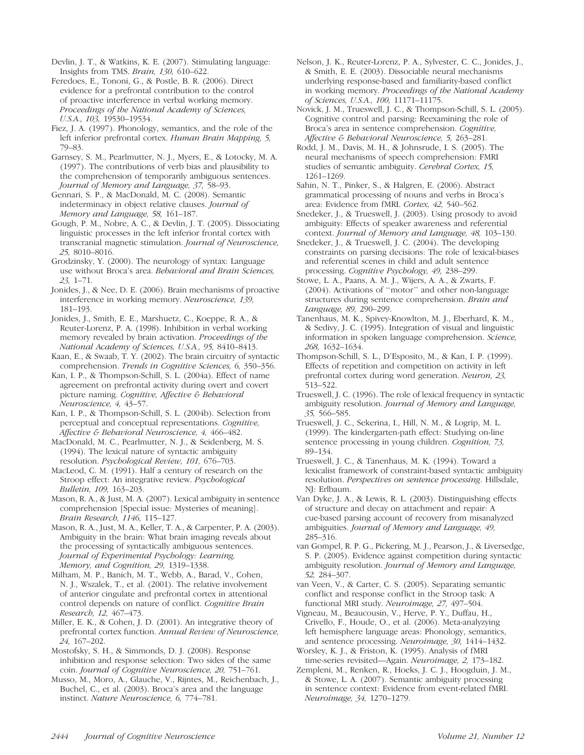Devlin, J. T., & Watkins, K. E. (2007). Stimulating language: Insights from TMS. *Brain, 130,* 610–622.

Feredoes, E., Tononi, G., & Postle, B. R. (2006). Direct evidence for a prefrontal contribution to the control of proactive interference in verbal working memory. *Proceedings of the National Academy of Sciences, U.S.A., 103,* 19530–19534.

Fiez, J. A. (1997). Phonology, semantics, and the role of the left inferior prefrontal cortex. *Human Brain Mapping, 5,* 79–83.

Garnsey, S. M., Pearlmutter, N. J., Myers, E., & Lotocky, M. A. (1997). The contributions of verb bias and plausibility to the comprehension of temporarily ambiguous sentences. *Journal of Memory and Language, 37,* 58–93.

Gennari, S. P., & MacDonald, M. C. (2008). Semantic indeterminacy in object relative clauses. *Journal of Memory and Language, 58,* 161–187.

Gough, P. M., Nobre, A. C., & Devlin, J. T. (2005). Dissociating linguistic processes in the left inferior frontal cortex with transcranial magnetic stimulation. *Journal of Neuroscience, 25,* 8010–8016.

Grodzinsky, Y. (2000). The neurology of syntax: Language use without Broca's area. *Behavioral and Brain Sciences, 23,* 1–71.

Jonides, J., & Nee, D. E. (2006). Brain mechanisms of proactive interference in working memory. *Neuroscience, 139,* 181–193.

Jonides, J., Smith, E. E., Marshuetz, C., Koeppe, R. A., & Reuter-Lorenz, P. A. (1998). Inhibition in verbal working memory revealed by brain activation. *Proceedings of the National Academy of Sciences, U.S.A., 95,* 8410–8413.

Kaan, E., & Swaab, T. Y. (2002). The brain circuitry of syntactic comprehension. *Trends in Cognitive Sciences, 6,* 350–356.

Kan, I. P., & Thompson-Schill, S. L. (2004a). Effect of name agreement on prefrontal activity during overt and covert picture naming. *Cognitive, Affective & Behavioral Neuroscience, 4,* 43–57.

Kan, I. P., & Thompson-Schill, S. L. (2004b). Selection from perceptual and conceptual representations. *Cognitive, Affective & Behavioral Neuroscience, 4,* 466–482.

MacDonald, M. C., Pearlmutter, N. J., & Seidenberg, M. S. (1994). The lexical nature of syntactic ambiguity resolution. *Psychological Review, 101,* 676–703.

MacLeod, C. M. (1991). Half a century of research on the Stroop effect: An integrative review. *Psychological Bulletin, 109,* 163–203.

Mason, R. A., & Just, M. A. (2007). Lexical ambiguity in sentence comprehension [Special issue: Mysteries of meaning]. *Brain Research, 1146,* 115–127.

Mason, R. A., Just, M. A., Keller, T. A., & Carpenter, P. A. (2003). Ambiguity in the brain: What brain imaging reveals about the processing of syntactically ambiguous sentences. *Journal of Experimental Psychology: Learning, Memory, and Cognition, 29,* 1319–1338.

Milham, M. P., Banich, M. T., Webb, A., Barad, V., Cohen, N. J., Wszalek, T., et al. (2001). The relative involvement of anterior cingulate and prefrontal cortex in attentional control depends on nature of conflict. *Cognitive Brain Research, 12,* 467–473.

Miller, E. K., & Cohen, J. D. (2001). An integrative theory of prefrontal cortex function. *Annual Review of Neuroscience, 24,* 167–202.

Mostofsky, S. H., & Simmonds, D. J. (2008). Response inhibition and response selection: Two sides of the same coin. *Journal of Cognitive Neuroscience, 20,* 751–761.

Musso, M., Moro, A., Glauche, V., Rijntes, M., Reichenbach, J., Buchel, C., et al. (2003). Broca's area and the language instinct. *Nature Neuroscience, 6,* 774–781.

Nelson, J. K., Reuter-Lorenz, P. A., Sylvester, C. C., Jonides, J., & Smith, E. E. (2003). Dissociable neural mechanisms underlying response-based and familiarity-based conflict in working memory. *Proceedings of the National Academy of Sciences, U.S.A., 100,* 11171–11175.

Novick, J. M., Trueswell, J. C., & Thompson-Schill, S. L. (2005). Cognitive control and parsing: Reexamining the role of Broca's area in sentence comprehension. *Cognitive, Affective & Behavioral Neuroscience, 5,* 263–281.

Rodd, J. M., Davis, M. H., & Johnsrude, I. S. (2005). The neural mechanisms of speech comprehension: FMRI studies of semantic ambiguity. *Cerebral Cortex, 15,* 1261–1269.

Sahin, N. T., Pinker, S., & Halgren, E. (2006). Abstract grammatical processing of nouns and verbs in Broca's area: Evidence from fMRI. *Cortex, 42,* 540–562.

Snedeker, J., & Trueswell, J. (2003). Using prosody to avoid ambiguity: Effects of speaker awareness and referential context. *Journal of Memory and Language, 48,* 103–130.

Snedeker, J., & Trueswell, J. C. (2004). The developing constraints on parsing decisions: The role of lexical-biases and referential scenes in child and adult sentence processing. *Cognitive Psychology, 49,* 238–299.

Stowe, L. A., Paans, A. M. J., Wijers, A. A., & Zwarts, F. (2004). Activations of "motor" and other non-language structures during sentence comprehension. *Brain and Language, 89,* 290–299.

Tanenhaus, M. K., Spivey-Knowlton, M. J., Eberhard, K. M., & Sedivy, J. C. (1995). Integration of visual and linguistic information in spoken language comprehension. *Science, 268,* 1632–1634.

Thompson-Schill, S. L., D'Esposito, M., & Kan, I. P. (1999). Effects of repetition and competition on activity in left prefrontal cortex during word generation. *Neuron, 23,* 513–522.

Trueswell, J. C. (1996). The role of lexical frequency in syntactic ambiguity resolution. *Journal of Memory and Language, 35,* 566–585.

Trueswell, J. C., Sekerina, I., Hill, N. M., & Logrip, M. L. (1999). The kindergarten-path effect: Studying on-line sentence processing in young children. *Cognition, 73,* 89–134.

Trueswell, J. C., & Tanenhaus, M. K. (1994). Toward a lexicalist framework of constraint-based syntactic ambiguity resolution. *Perspectives on sentence processing*. Hillsdale, NJ: Erlbaum.

Van Dyke, J. A., & Lewis, R. L. (2003). Distinguishing effects of structure and decay on attachment and repair: A cue-based parsing account of recovery from misanalyzed ambiguities. *Journal of Memory and Language, 49,* 285–316.

van Gompel, R. P. G., Pickering, M. J., Pearson, J., & Liversedge, S. P. (2005). Evidence against competition during syntactic ambiguity resolution. *Journal of Memory and Language, 52,* 284–307.

van Veen, V., & Carter, C. S. (2005). Separating semantic conflict and response conflict in the Stroop task: A functional MRI study. *Neuroimage, 27,* 497–504.

Vigneau, M., Beaucousin, V., Herve, P. Y., Duffau, H., Crivello, F., Houde, O., et al. (2006). Meta-analyzying left hemisphere language areas: Phonology, semantics, and sentence processing. *Neuroimage, 30,* 1414–1432.

Worsley, K. J., & Friston, K. (1995). Analysis of fMRI time-series revisited—Again. *Neuroimage, 2,* 173–182.

Zempleni, M., Renken, R., Hoeks, J. C. J., Hoogduin, J. M., & Stowe, L. A. (2007). Semantic ambiguity processing in sentence context: Evidence from event-related fMRI. *Neuroimage, 34,* 1270–1279.